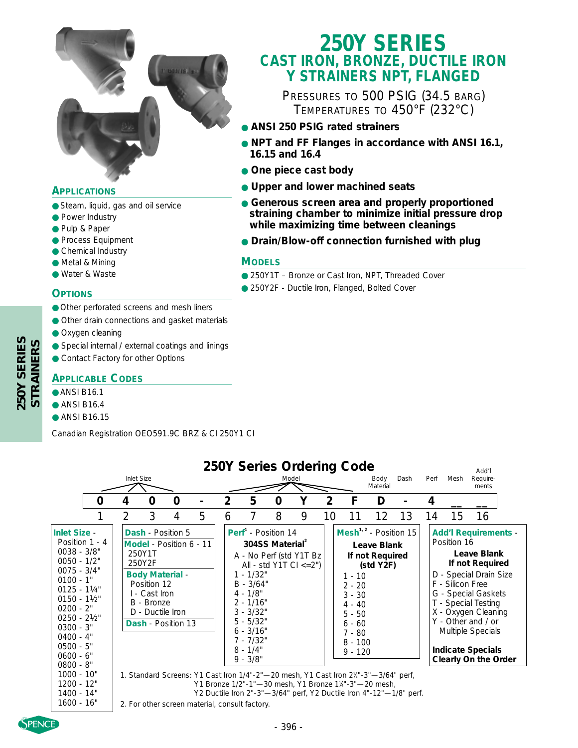# 250Y SERIES

## CAST IRON, BRONZE, DUCTILE IRON Y STRAINERS NPT, FLANGED

PRESSURES TO 500 PSIG (34.5 BARG)
TEMPERATURES TO 450°F (232°C)

- **ANSI 250 PSIG rated strainers**
- **NPT and FF Flanges in accordance with ANSI 16.1, 16.15 and 16.4**
- **One piece cast body**
- **Upper and lower machined seats**
- **Generous screen area and properly proportioned straining chamber to minimize initial pressure drop while maximizing time between cleanings**
- **Drain/Blow-off connection furnished with plug**

### MODELS

- 250Y1T – Bronze or Cast Iron, NPT, Threaded Cover
- 250Y2F - Ductile Iron, Flanged, Bolted Cover

### APPLICATIONS

- Steam, liquid, gas and oil service
- Power Industry
- Pulp & Paper
- Process Equipment
- Chemical Industry
- Metal & Mining
- Water & Waste

### OPTIONS

- Other perforated screens and mesh liners
- Other drain connections and gasket materials
- Oxygen cleaning
- Special internal / external coatings and linings
- Contact Factory for other Options

### APPLICABLE CODES

- ANSI B16.1
- ANSI B16.4
- ANSI B16.15

Canadian Registration OEO591.9C BRZ & CI 250Y1 CI

## 250Y Series Ordering Code

| Inlet Size | | | | Dash | Model | | | | | | Body Material | Dash | Perf | Mesh | Add'l Requirements |
|---|---|---|---|---|---|---|---|---|---|---|---|---|---|---|---|
| 0 | 4 | 0 | 0 | - | 2 | 5 | 0 | Y | 2 | F | D | - | 4 | __ | __ |
| 1 | 2 | 3 | 4 | 5 | 6 | 7 | 8 | 9 | 10 | 11 | 12 | 13 | 14 | 15 | 16 |

**Inlet Size** - Position 1 - 4
- 0038 - 3/8"
- 0050 - 1/2"
- 0075 - 3/4"
- 0100 - 1"
- 0125 - 1¼"
- 0150 - 1½"
- 0200 - 2"
- 0250 - 2½"
- 0300 - 3"
- 0400 - 4"
- 0500 - 5"
- 0600 - 6"
- 0800 - 8"
- 1000 - 10"
- 1200 - 12"
- 1400 - 14"
- 1600 - 16"

**Dash** - Position 5

**Model** - Position 6 - 11
- 250Y1T
- 250Y2F

**Body Material** - Position 12
- I - Cast Iron
- B - Bronze
- D - Ductile Iron

**Dash** - Position 13

**Perf**[1] - Position 14
**304SS Material**[2]
- A - No Perf (std Y1T Bz All - std Y1T CI <=2")
- 1 - 1/32"
- B - 3/64"
- 4 - 1/8"
- 2 - 1/16"
- 3 - 3/32"
- 5 - 5/32"
- 6 - 3/16"
- 7 - 7/32"
- 8 - 1/4"
- 9 - 3/8"

**Mesh**[1, 2] - Position 15
**Leave Blank If not Required (std Y2F)**
- 1 - 10
- 2 - 20
- 3 - 30
- 4 - 40
- 5 - 50
- 6 - 60
- 7 - 80
- 8 - 100
- 9 - 120

**Add'l Requirements** - Position 16
**Leave Blank If not Required**
- D - Special Drain Size
- F - Silicon Free
- G - Special Gaskets
- T - Special Testing
- X - Oxygen Cleaning
- Y - Other and / or Multiple Specials

**Indicate Specials Clearly On the Order**

1. Standard Screens: Y1 Cast Iron 1/4"-2"—20 mesh, Y1 Cast Iron 2½"-3"—3/64" perf, Y1 Bronze 1/2"-1"—30 mesh, Y1 Bronze 1¼"-3"—20 mesh, Y2 Ductile Iron 2"-3"—3/64" perf, Y2 Ductile Iron 4"-12"—1/8" perf.
2. For other screen material, consult factory.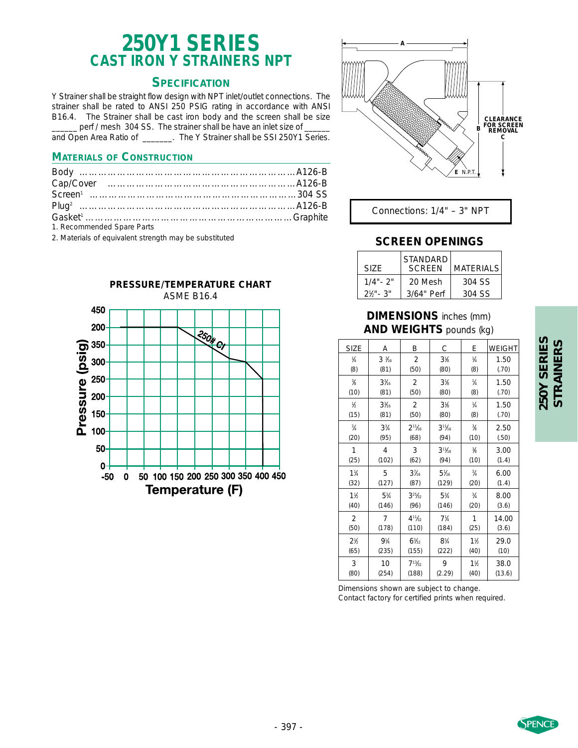# 250Y1 SERIES
## CAST IRON Y STRAINERS NPT

### SPECIFICATION

Y Strainer shall be straight flow design with NPT inlet/outlet connections. The strainer shall be rated to ANSI 250 PSIG rating in accordance with ANSI B16.4. The Strainer shall be cast iron body and the screen shall be size ______ perf / mesh 304 SS. The strainer shall be have an inlet size of ______ and Open Area Ratio of _______. The Y Strainer shall be SSI 250Y1 Series.

### MATERIALS OF CONSTRUCTION

Body ………………………………………………………… A126-B
Cap/Cover ………………………………………………… A126-B
Screen[1] …………………………………………………… 304 SS
Plug[2] ……………………………………………………… A126-B
Gasket[1] …………………………………………………… Graphite

1. Recommended Spare Parts
2. Materials of equivalent strength may be substituted

**PRESSURE/TEMPERATURE CHART**
ASME B16.4

Connections: 1/4" – 3" NPT

### SCREEN OPENINGS

| SIZE | STANDARD SCREEN | MATERIALS |
|---|---|---|
| 1/4"- 2" | 20 Mesh | 304 SS |
| 2½"- 3" | 3/64" Perf | 304 SS |

### DIMENSIONS inches (mm) AND WEIGHTS pounds (kg)

| SIZE | A | B | C | E | WEIGHT |
|---|---|---|---|---|---|
| ¼ (8) | 3 3⁄16 (81) | 2 (50) | 3⅛ (80) | ¼ (8) | 1.50 (.70) |
| ⅜ (10) | 3 3⁄16 (81) | 2 (50) | 3⅛ (80) | ¼ (8) | 1.50 (.70) |
| ½ (15) | 3 3⁄16 (81) | 2 (50) | 3⅛ (80) | ¼ (8) | 1.50 (.70) |
| ¾ (20) | 3¾ (95) | 2 11⁄16 (68) | 3 11⁄16 (94) | ⅜ (10) | 2.50 (.50) |
| 1 (25) | 4 (102) | 3 (62) | 3 11⁄16 (94) | ⅜ (10) | 3.00 (1.4) |
| 1¼ (32) | 5 (127) | 3 7⁄16 (87) | 5 1⁄16 (129) | ¾ (20) | 6.00 (1.4) |
| 1½ (40) | 5¾ (146) | 3 25⁄32 (96) | 5¾ (146) | ¾ (20) | 8.00 (3.6) |
| 2 (50) | 7 (178) | 4 11⁄32 (110) | 7¼ (184) | 1 (25) | 14.00 (3.6) |
| 2½ (65) | 9¼ (235) | 6 3⁄32 (155) | 8¾ (222) | 1½ (40) | 29.0 (10) |
| 3 (80) | 10 (254) | 7 13⁄32 (188) | 9 (2.29) | 1½ (40) | 38.0 (13.6) |

Dimensions shown are subject to change.
Contact factory for certified prints when required.

250Y SERIES STRAINERS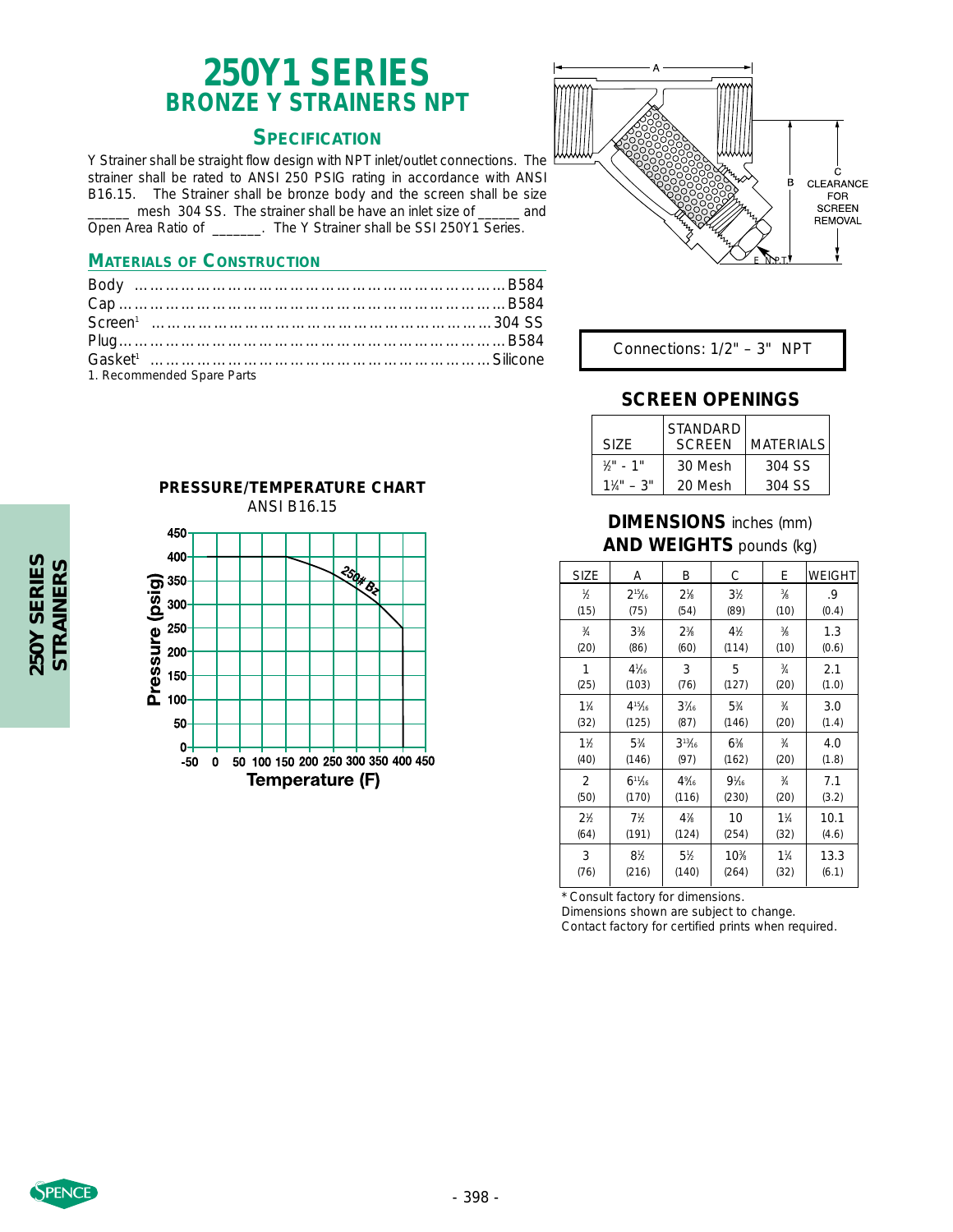# 250Y1 SERIES

## BRONZE Y STRAINERS NPT

### SPECIFICATION

Y Strainer shall be straight flow design with NPT inlet/outlet connections. The strainer shall be rated to ANSI 250 PSIG rating in accordance with ANSI B16.15. The Strainer shall be bronze body and the screen shall be size ______ mesh 304 SS. The strainer shall be have an inlet size of ______ and Open Area Ratio of _______. The Y Strainer shall be SSI 250Y1 Series.

### MATERIALS OF CONSTRUCTION

Body ............................................. B584
Cap ............................................. B584
Screen[1] ............................................. 304 SS
Plug ............................................. B584
Gasket[1] ............................................. Silicone

1. Recommended Spare Parts

Connections: 1/2" – 3" NPT

### SCREEN OPENINGS

| SIZE | STANDARD SCREEN | MATERIALS |
|---|---|---|
| ½" - 1" | 30 Mesh | 304 SS |
| 1¼" – 3" | 20 Mesh | 304 SS |

### PRESSURE/TEMPERATURE CHART

ANSI B16.15

### DIMENSIONS inches (mm) AND WEIGHTS pounds (kg)

| SIZE | A | B | C | E | WEIGHT |
|---|---|---|---|---|---|
| ½ (15) | 2¹⁵⁄₁₆ (75) | 2⅛ (54) | 3½ (89) | ⅜ (10) | .9 (0.4) |
| ¾ (20) | 3⅜ (86) | 2⅜ (60) | 4½ (114) | ⅜ (10) | 1.3 (0.6) |
| 1 (25) | 4¹⁄₁₆ (103) | 3 (76) | 5 (127) | ¾ (20) | 2.1 (1.0) |
| 1¼ (32) | 4¹⁵⁄₁₆ (125) | 3⁷⁄₁₆ (87) | 5¾ (146) | ¾ (20) | 3.0 (1.4) |
| 1½ (40) | 5¾ (146) | 3¹³⁄₁₆ (97) | 6⅜ (162) | ¾ (20) | 4.0 (1.8) |
| 2 (50) | 6¹¹⁄₁₆ (170) | 4⁹⁄₁₆ (116) | 9¹⁄₁₆ (230) | ¾ (20) | 7.1 (3.2) |
| 2½ (64) | 7½ (191) | 4⅞ (124) | 10 (254) | 1¼ (32) | 10.1 (4.6) |
| 3 (76) | 8½ (216) | 5½ (140) | 10⅜ (264) | 1¼ (32) | 13.3 (6.1) |

* Consult factory for dimensions.
Dimensions shown are subject to change.
Contact factory for certified prints when required.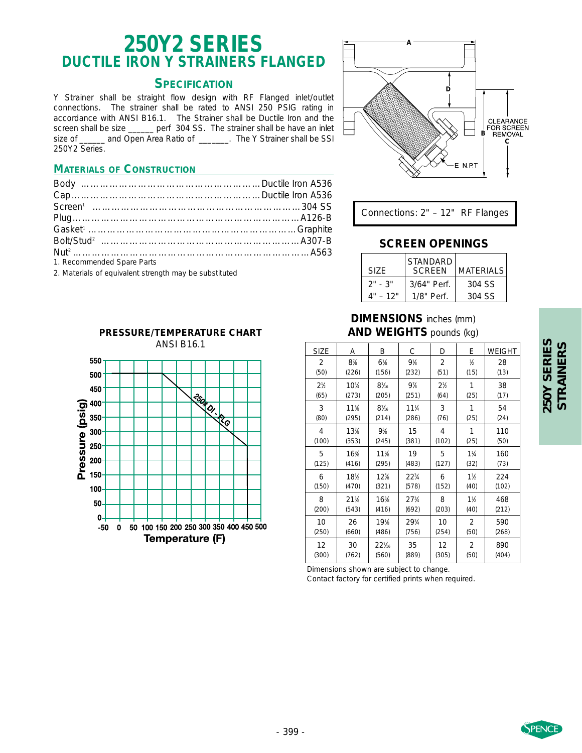# 250Y2 SERIES
## DUCTILE IRON Y STRAINERS FLANGED

### SPECIFICATION

Y Strainer shall be straight flow design with RF Flanged inlet/outlet connections. The strainer shall be rated to ANSI 250 PSIG rating in accordance with ANSI B16.1. The Strainer shall be Ductile Iron and the screen shall be size ______ perf 304 SS. The strainer shall be have an inlet size of ______ and Open Area Ratio of _______. The Y Strainer shall be SSI 250Y2 Series.

### MATERIALS OF CONSTRUCTION

Body ………………………………………… Ductile Iron A536
Cap ………………………………………… Ductile Iron A536
Screen[1] ………………………………………… 304 SS
Plug ………………………………………… A126-B
Gasket[1] ………………………………………… Graphite
Bolt/Stud[2] ………………………………………… A307-B
Nut[2] ………………………………………… A563

1. Recommended Spare Parts
2. Materials of equivalent strength may be substituted

A

D

CLEARANCE FOR SCREEN REMOVAL

B

C

E N.P.T

Connections: 2" – 12" RF Flanges

### SCREEN OPENINGS

| SIZE | STANDARD SCREEN | MATERIALS |
|---|---|---|
| 2" - 3" | 3/64" Perf. | 304 SS |
| 4" – 12" | 1/8" Perf. | 304 SS |

### PRESSURE/TEMPERATURE CHART
ANSI B16.1

Pressure (psig): 0, 50, 100, 150, 200, 250, 300, 350, 400, 450, 500, 550

Temperature (F): -50, 0, 50, 100, 150, 200, 250, 300, 350, 400, 450, 500

250# DI - FLG

### DIMENSIONS inches (mm) AND WEIGHTS pounds (kg)

| SIZE | A | B | C | D | E | WEIGHT |
|---|---|---|---|---|---|---|
| 2 (50) | 8⅞ (226) | 6⅛ (156) | 9⅛ (232) | 2 (51) | ½ (15) | 28 (13) |
| 2½ (65) | 10¾ (273) | 8¹/₁₆ (205) | 9⅞ (251) | 2½ (64) | 1 (25) | 38 (17) |
| 3 (80) | 11⅝ (295) | 8⁷/₁₆ (214) | 11¼ (286) | 3 (76) | 1 (25) | 54 (24) |
| 4 (100) | 13⅞ (353) | 9⅝ (245) | 15 (381) | 4 (102) | 1 (25) | 110 (50) |
| 5 (125) | 16⅜ (416) | 11⅝ (295) | 19 (483) | 5 (127) | 1¼ (32) | 160 (73) |
| 6 (150) | 18½ (470) | 12⅝ (321) | 22¾ (578) | 6 (152) | 1½ (40) | 224 (102) |
| 8 (200) | 21⅜ (543) | 16⅜ (416) | 27¾ (692) | 8 (203) | 1½ (40) | 468 (212) |
| 10 (250) | 26 (660) | 19⅛ (486) | 29¾ (756) | 10 (254) | 2 (50) | 590 (268) |
| 12 (300) | 30 (762) | 22¹/₁₆ (560) | 35 (889) | 12 (305) | 2 (50) | 890 (404) |

Dimensions shown are subject to change.
Contact factory for certified prints when required.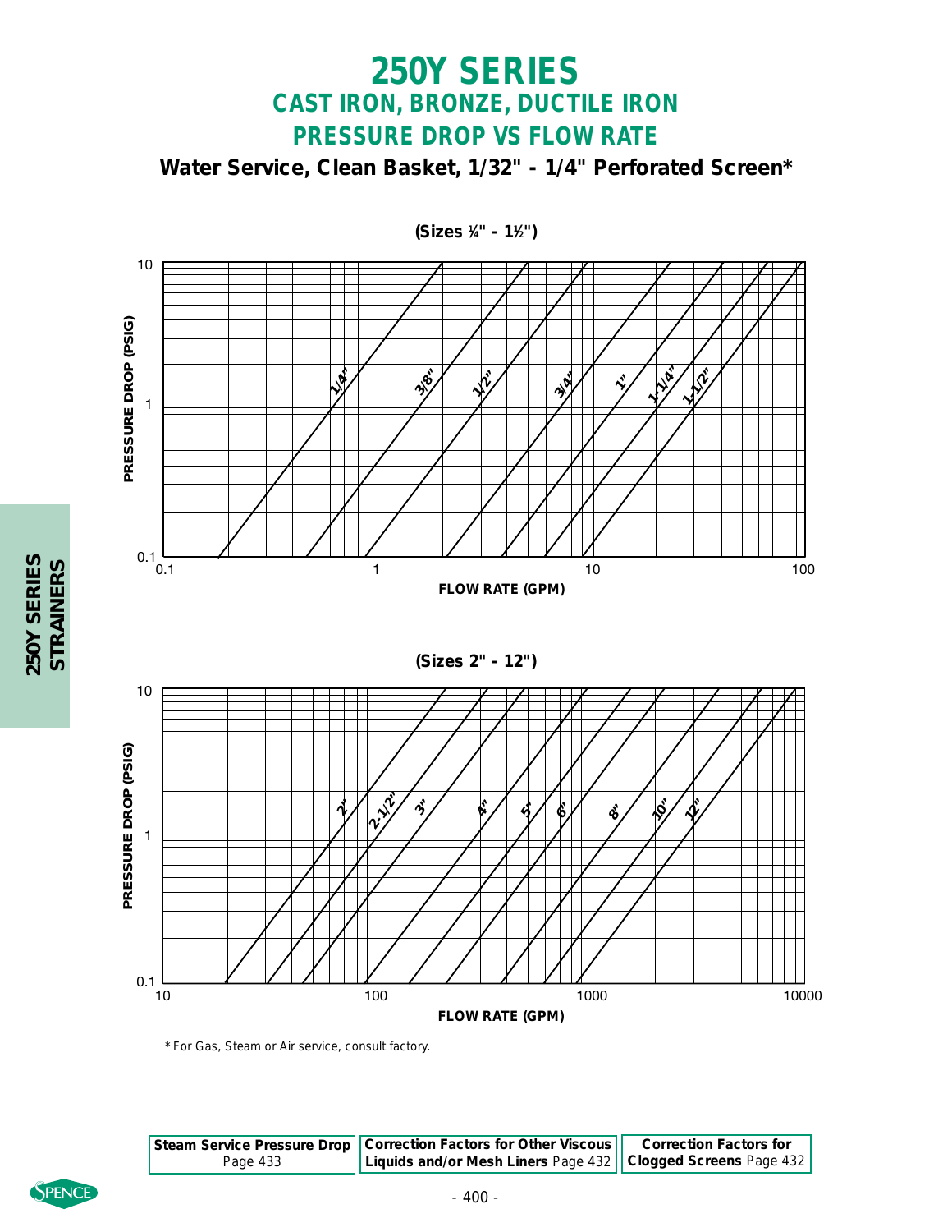# 250Y SERIES

## CAST IRON, BRONZE, DUCTILE IRON

## PRESSURE DROP VS FLOW RATE

**Water Service, Clean Basket, 1/32" - 1/4" Perforated Screen***

**(Sizes ¼" - 1½")**

PRESSURE DROP (PSIG) vs FLOW RATE (GPM)

Y-axis: 0.1, 1, 10
X-axis: 0.1, 1, 10, 100

Curves: 1/4", 3/8", 1/2", 3/4", 1", 1-1/4", 1-1/2"

**(Sizes 2" - 12")**

PRESSURE DROP (PSIG) vs FLOW RATE (GPM)

Y-axis: 0.1, 1, 10
X-axis: 10, 100, 1000, 10000

Curves: 2", 2-1/2", 3", 4", 5", 6", 8", 10", 12"

* For Gas, Steam or Air service, consult factory.

| Steam Service Pressure Drop Page 433 | Correction Factors for Other Viscous Liquids and/or Mesh Liners Page 432 | Correction Factors for Clogged Screens Page 432 |
|---|---|---|

250Y SERIES STRAINERS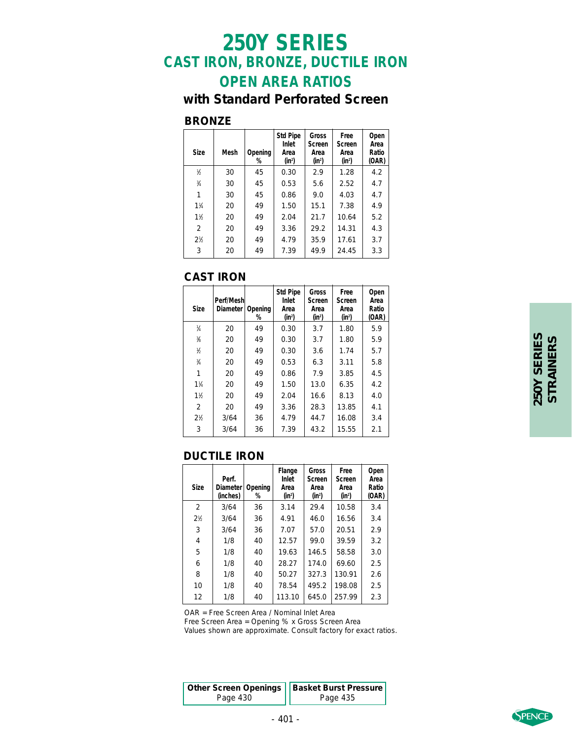# 250Y SERIES

## CAST IRON, BRONZE, DUCTILE IRON

## OPEN AREA RATIOS

### with Standard Perforated Screen

### BRONZE

| Size | Mesh | Opening % | Std Pipe Inlet Area (in²) | Gross Screen Area (in²) | Free Screen Area (in²) | Open Area Ratio (OAR) |
|---|---|---|---|---|---|---|
| ½ | 30 | 45 | 0.30 | 2.9 | 1.28 | 4.2 |
| ¾ | 30 | 45 | 0.53 | 5.6 | 2.52 | 4.7 |
| 1 | 30 | 45 | 0.86 | 9.0 | 4.03 | 4.7 |
| 1¼ | 20 | 49 | 1.50 | 15.1 | 7.38 | 4.9 |
| 1½ | 20 | 49 | 2.04 | 21.7 | 10.64 | 5.2 |
| 2 | 20 | 49 | 3.36 | 29.2 | 14.31 | 4.3 |
| 2½ | 20 | 49 | 4.79 | 35.9 | 17.61 | 3.7 |
| 3 | 20 | 49 | 7.39 | 49.9 | 24.45 | 3.3 |

### CAST IRON

| Size | Perf/Mesh Diameter | Opening % | Std Pipe Inlet Area (in²) | Gross Screen Area (in²) | Free Screen Area (in²) | Open Area Ratio (OAR) |
|---|---|---|---|---|---|---|
| ¼ | 20 | 49 | 0.30 | 3.7 | 1.80 | 5.9 |
| ⅜ | 20 | 49 | 0.30 | 3.7 | 1.80 | 5.9 |
| ½ | 20 | 49 | 0.30 | 3.6 | 1.74 | 5.7 |
| ¾ | 20 | 49 | 0.53 | 6.3 | 3.11 | 5.8 |
| 1 | 20 | 49 | 0.86 | 7.9 | 3.85 | 4.5 |
| 1¼ | 20 | 49 | 1.50 | 13.0 | 6.35 | 4.2 |
| 1½ | 20 | 49 | 2.04 | 16.6 | 8.13 | 4.0 |
| 2 | 20 | 49 | 3.36 | 28.3 | 13.85 | 4.1 |
| 2½ | 3/64 | 36 | 4.79 | 44.7 | 16.08 | 3.4 |
| 3 | 3/64 | 36 | 7.39 | 43.2 | 15.55 | 2.1 |

### DUCTILE IRON

| Size | Perf. Diameter (inches) | Opening % | Flange Inlet Area (in²) | Gross Screen Area (in²) | Free Screen Area (in²) | Open Area Ratio (OAR) |
|---|---|---|---|---|---|---|
| 2 | 3/64 | 36 | 3.14 | 29.4 | 10.58 | 3.4 |
| 2½ | 3/64 | 36 | 4.91 | 46.0 | 16.56 | 3.4 |
| 3 | 3/64 | 36 | 7.07 | 57.0 | 20.51 | 2.9 |
| 4 | 1/8 | 40 | 12.57 | 99.0 | 39.59 | 3.2 |
| 5 | 1/8 | 40 | 19.63 | 146.5 | 58.58 | 3.0 |
| 6 | 1/8 | 40 | 28.27 | 174.0 | 69.60 | 2.5 |
| 8 | 1/8 | 40 | 50.27 | 327.3 | 130.91 | 2.6 |
| 10 | 1/8 | 40 | 78.54 | 495.2 | 198.08 | 2.5 |
| 12 | 1/8 | 40 | 113.10 | 645.0 | 257.99 | 2.3 |

OAR = Free Screen Area / Nominal Inlet Area
Free Screen Area = Opening % x Gross Screen Area
Values shown are approximate. Consult factory for exact ratios.

| Other Screen Openings | Basket Burst Pressure |
|---|---|
| Page 430 | Page 435 |

250Y SERIES STRAINERS